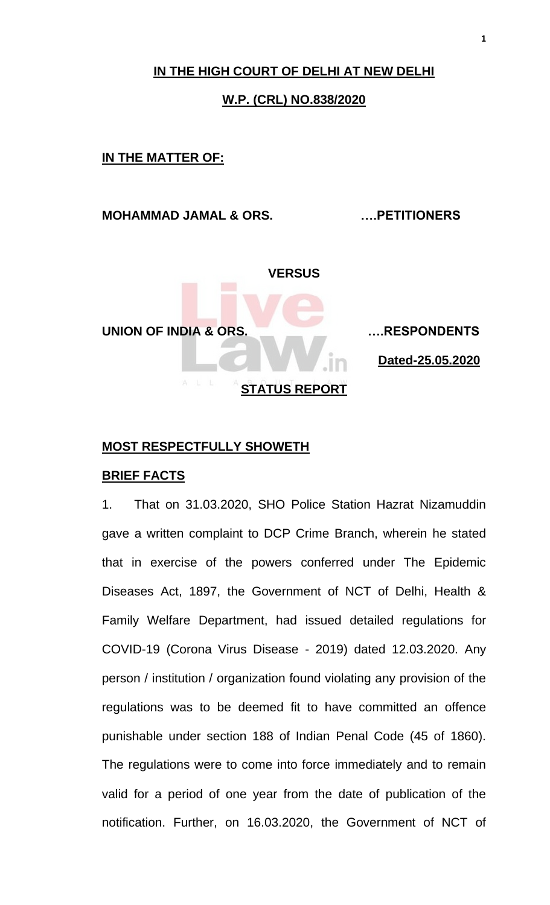**IN THE HIGH COURT OF DELHI AT NEW DELHI**

**W.P. (CRL) NO.838/2020**

**IN THE MATTER OF:**

**MOHAMMAD JAMAL & ORS. ….PETITIONERS**

**VERSUS**

**UNION OF INDIA & ORS. ….RESPONDENTS**

**Dated-25.05.2020**

**STATUS REPORT**

**MOST RESPECTFULLY SHOWETH**

**BRIEF FACTS**

1. That on 31.03.2020, SHO Police Station Hazrat Nizamuddin gave a written complaint to DCP Crime Branch, wherein he stated that in exercise of the powers conferred under The Epidemic Diseases Act, 1897, the Government of NCT of Delhi, Health & Family Welfare Department, had issued detailed regulations for COVID-19 (Corona Virus Disease - 2019) dated 12.03.2020. Any person / institution / organization found violating any provision of the regulations was to be deemed fit to have committed an offence punishable under section 188 of Indian Penal Code (45 of 1860). The regulations were to come into force immediately and to remain valid for a period of one year from the date of publication of the notification. Further, on 16.03.2020, the Government of NCT of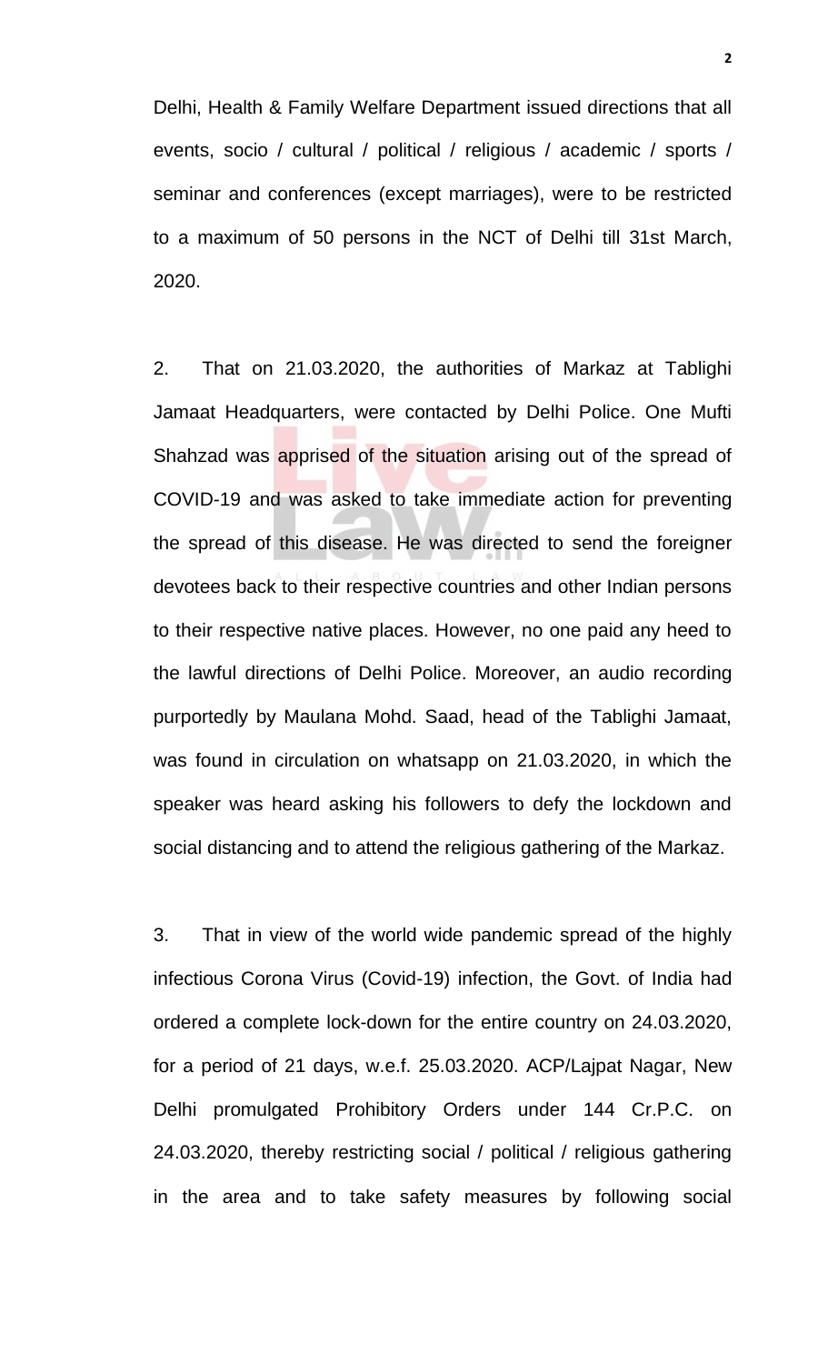Delhi, Health & Family Welfare Department issued directions that all events, socio / cultural / political / religious / academic / sports / seminar and conferences (except marriages), were to be restricted to a maximum of 50 persons in the NCT of Delhi till 31st March, 2020.

2. That on 21.03.2020, the authorities of Markaz at Tablighi Jamaat Headquarters, were contacted by Delhi Police. One Mufti Shahzad was apprised of the situation arising out of the spread of COVID-19 and was asked to take immediate action for preventing the spread of this disease. He was directed to send the foreigner devotees back to their respective countries and other Indian persons to their respective native places. However, no one paid any heed to the lawful directions of Delhi Police. Moreover, an audio recording purportedly by Maulana Mohd. Saad, head of the Tablighi Jamaat, was found in circulation on whatsapp on 21.03.2020, in which the speaker was heard asking his followers to defy the lockdown and social distancing and to attend the religious gathering of the Markaz.

3. That in view of the world wide pandemic spread of the highly infectious Corona Virus (Covid-19) infection, the Govt. of India had ordered a complete lock-down for the entire country on 24.03.2020, for a period of 21 days, w.e.f. 25.03.2020. ACP/Lajpat Nagar, New Delhi promulgated Prohibitory Orders under 144 Cr.P.C. on 24.03.2020, thereby restricting social / political / religious gathering in the area and to take safety measures by following social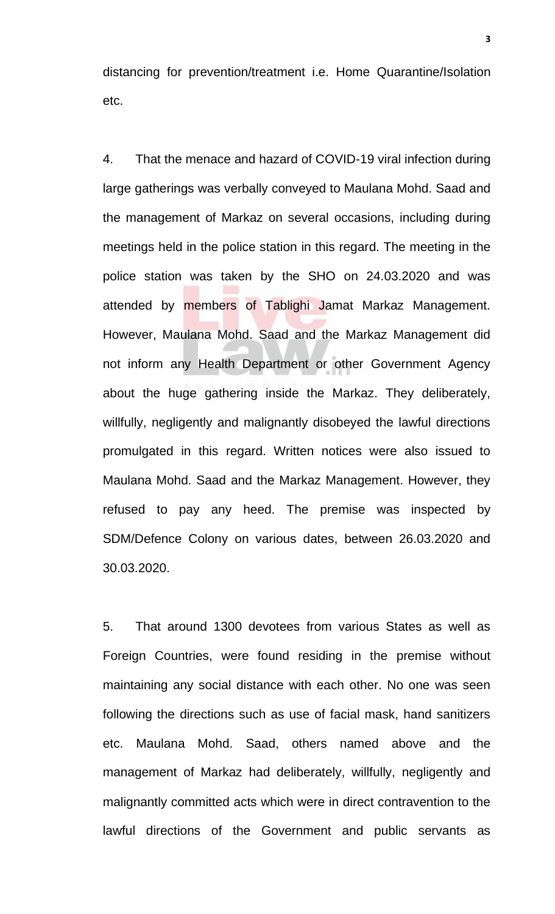distancing for prevention/treatment i.e. Home Quarantine/Isolation etc.

4. That the menace and hazard of COVID-19 viral infection during large gatherings was verbally conveyed to Maulana Mohd. Saad and the management of Markaz on several occasions, including during meetings held in the police station in this regard. The meeting in the police station was taken by the SHO on 24.03.2020 and was attended by members of Tablighi Jamat Markaz Management. However, Maulana Mohd. Saad and the Markaz Management did not inform any Health Department or other Government Agency about the huge gathering inside the Markaz. They deliberately, willfully, negligently and malignantly disobeyed the lawful directions promulgated in this regard. Written notices were also issued to Maulana Mohd. Saad and the Markaz Management. However, they refused to pay any heed. The premise was inspected by SDM/Defence Colony on various dates, between 26.03.2020 and 30.03.2020.

5. That around 1300 devotees from various States as well as Foreign Countries, were found residing in the premise without maintaining any social distance with each other. No one was seen following the directions such as use of facial mask, hand sanitizers etc. Maulana Mohd. Saad, others named above and the management of Markaz had deliberately, willfully, negligently and malignantly committed acts which were in direct contravention to the lawful directions of the Government and public servants as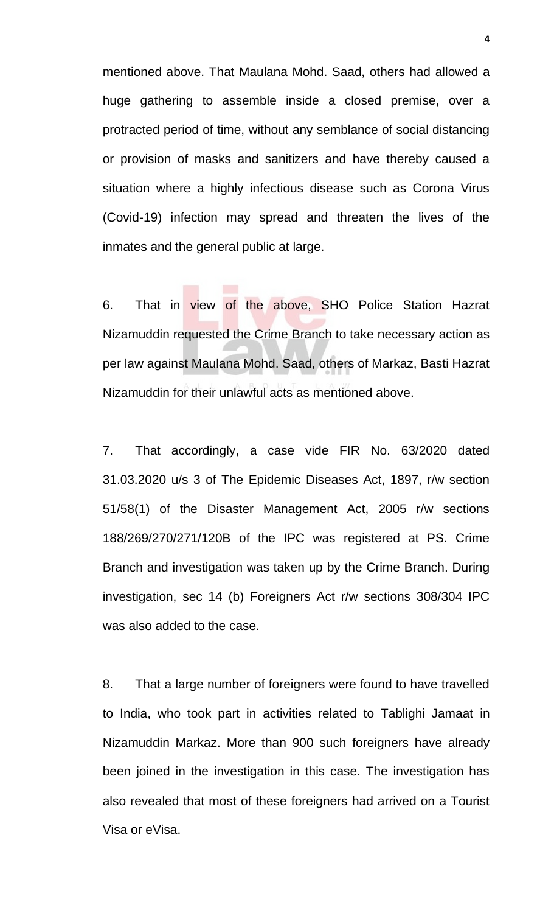mentioned above. That Maulana Mohd. Saad, others had allowed a huge gathering to assemble inside a closed premise, over a protracted period of time, without any semblance of social distancing or provision of masks and sanitizers and have thereby caused a situation where a highly infectious disease such as Corona Virus (Covid-19) infection may spread and threaten the lives of the inmates and the general public at large.

6. That in view of the above, SHO Police Station Hazrat Nizamuddin requested the Crime Branch to take necessary action as per law against Maulana Mohd. Saad, others of Markaz, Basti Hazrat Nizamuddin for their unlawful acts as mentioned above.

7. That accordingly, a case vide FIR No. 63/2020 dated 31.03.2020 u/s 3 of The Epidemic Diseases Act, 1897, r/w section 51/58(1) of the Disaster Management Act, 2005 r/w sections 188/269/270/271/120B of the IPC was registered at PS. Crime Branch and investigation was taken up by the Crime Branch. During investigation, sec 14 (b) Foreigners Act r/w sections 308/304 IPC was also added to the case.

8. That a large number of foreigners were found to have travelled to India, who took part in activities related to Tablighi Jamaat in Nizamuddin Markaz. More than 900 such foreigners have already been joined in the investigation in this case. The investigation has also revealed that most of these foreigners had arrived on a Tourist Visa or eVisa.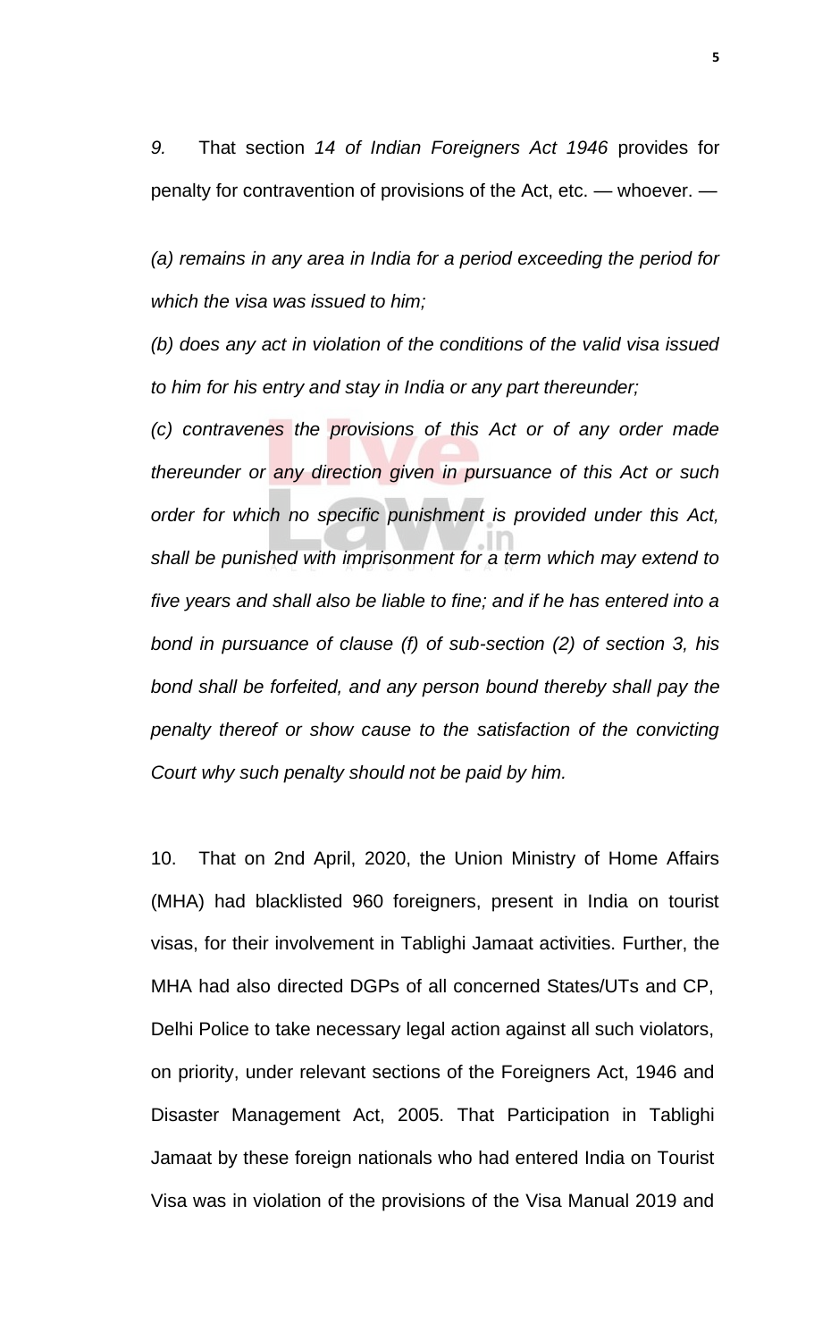*9.* That section *14 of Indian Foreigners Act 1946* provides for penalty for contravention of provisions of the Act, etc. — whoever. —

*(a) remains in any area in India for a period exceeding the period for which the visa was issued to him;*

*(b) does any act in violation of the conditions of the valid visa issued to him for his entry and stay in India or any part thereunder;*

*(c) contravenes the provisions of this Act or of any order made thereunder or any direction given in pursuance of this Act or such order for which no specific punishment is provided under this Act, shall be punished with imprisonment for a term which may extend to five years and shall also be liable to fine; and if he has entered into a bond in pursuance of clause (f) of sub-section (2) of section 3, his bond shall be forfeited, and any person bound thereby shall pay the penalty thereof or show cause to the satisfaction of the convicting Court why such penalty should not be paid by him.*

10. That on 2nd April, 2020, the Union Ministry of Home Affairs (MHA) had blacklisted 960 foreigners, present in India on tourist visas, for their involvement in Tablighi Jamaat activities. Further, the MHA had also directed DGPs of all concerned States/UTs and CP, Delhi Police to take necessary legal action against all such violators, on priority, under relevant sections of the Foreigners Act, 1946 and Disaster Management Act, 2005. That Participation in Tablighi Jamaat by these foreign nationals who had entered India on Tourist Visa was in violation of the provisions of the Visa Manual 2019 and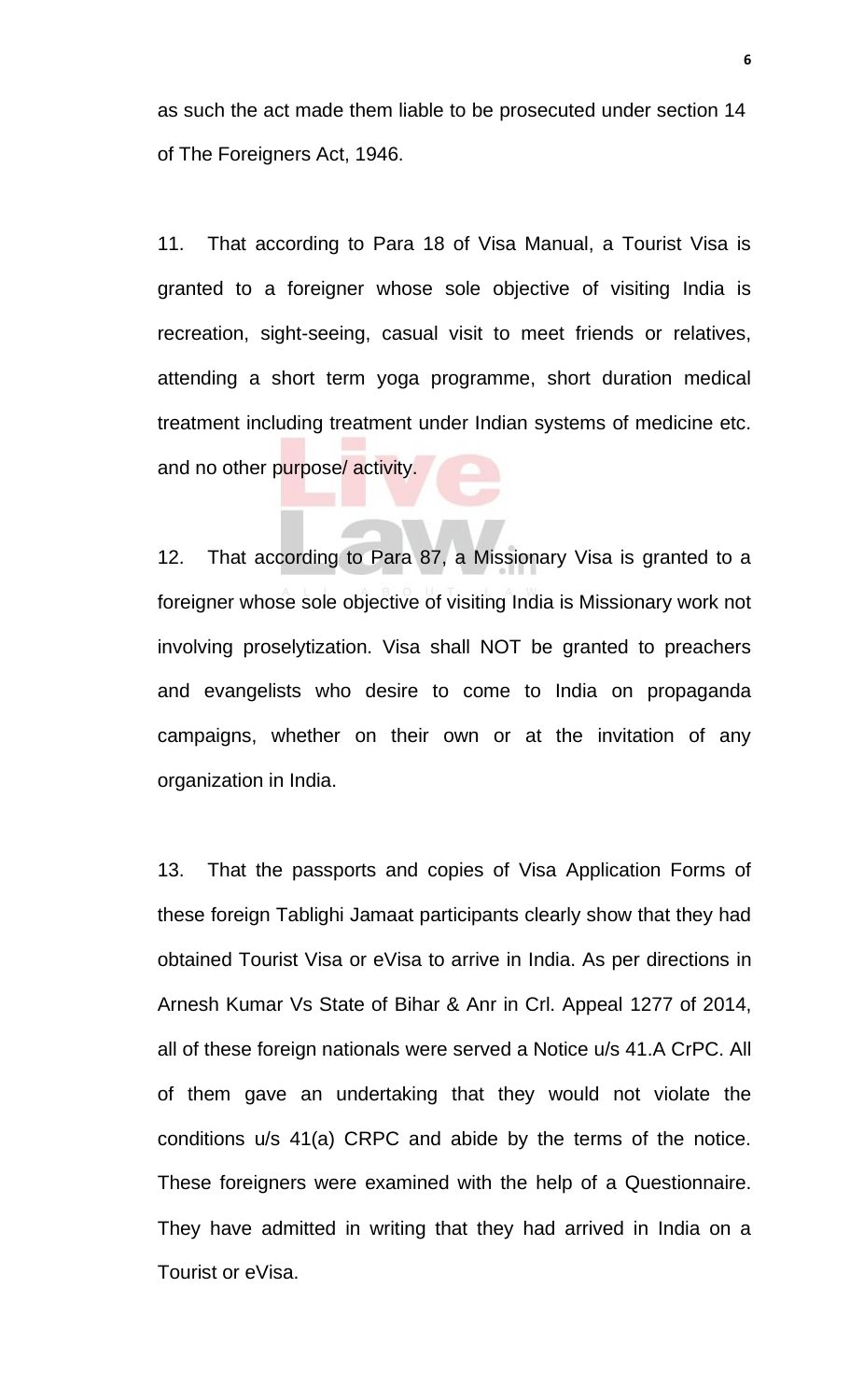as such the act made them liable to be prosecuted under section 14 of The Foreigners Act, 1946.

11. That according to Para 18 of Visa Manual, a Tourist Visa is granted to a foreigner whose sole objective of visiting India is recreation, sight-seeing, casual visit to meet friends or relatives, attending a short term yoga programme, short duration medical treatment including treatment under Indian systems of medicine etc. and no other purpose/ activity.

12. That according to Para 87, a Missionary Visa is granted to a foreigner whose sole objective of visiting India is Missionary work not involving proselytization. Visa shall NOT be granted to preachers and evangelists who desire to come to India on propaganda campaigns, whether on their own or at the invitation of any organization in India.

13. That the passports and copies of Visa Application Forms of these foreign Tablighi Jamaat participants clearly show that they had obtained Tourist Visa or eVisa to arrive in India. As per directions in Arnesh Kumar Vs State of Bihar & Anr in Crl. Appeal 1277 of 2014, all of these foreign nationals were served a Notice u/s 41.A CrPC. All of them gave an undertaking that they would not violate the conditions u/s 41(a) CRPC and abide by the terms of the notice. These foreigners were examined with the help of a Questionnaire. They have admitted in writing that they had arrived in India on a Tourist or eVisa.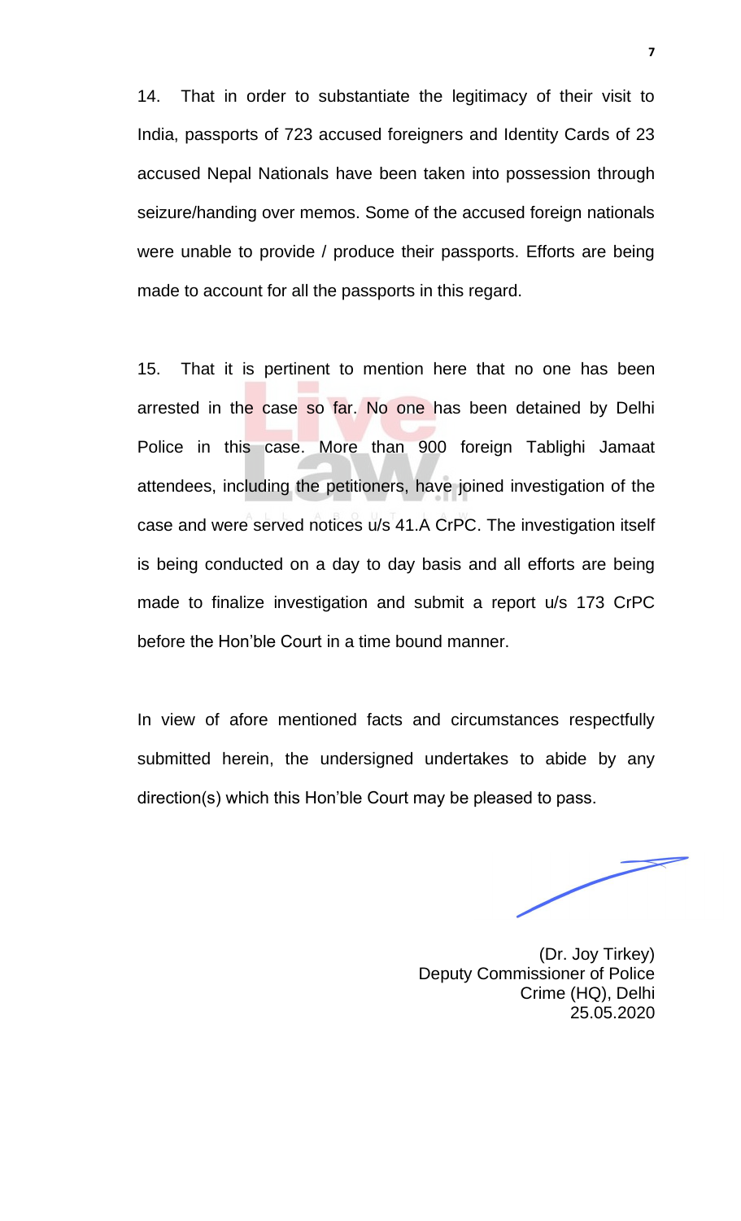14. That in order to substantiate the legitimacy of their visit to India, passports of 723 accused foreigners and Identity Cards of 23 accused Nepal Nationals have been taken into possession through seizure/handing over memos. Some of the accused foreign nationals were unable to provide / produce their passports. Efforts are being made to account for all the passports in this regard.

15. That it is pertinent to mention here that no one has been arrested in the case so far. No one has been detained by Delhi Police in this case. More than 900 foreign Tablighi Jamaat attendees, including the petitioners, have joined investigation of the case and were served notices u/s 41.A CrPC. The investigation itself is being conducted on a day to day basis and all efforts are being made to finalize investigation and submit a report u/s 173 CrPC before the Hon'ble Court in a time bound manner.

In view of afore mentioned facts and circumstances respectfully submitted herein, the undersigned undertakes to abide by any direction(s) which this Hon'ble Court may be pleased to pass.

(Dr. Joy Tirkey)
Deputy Commissioner of Police
Crime (HQ), Delhi
25.05.2020